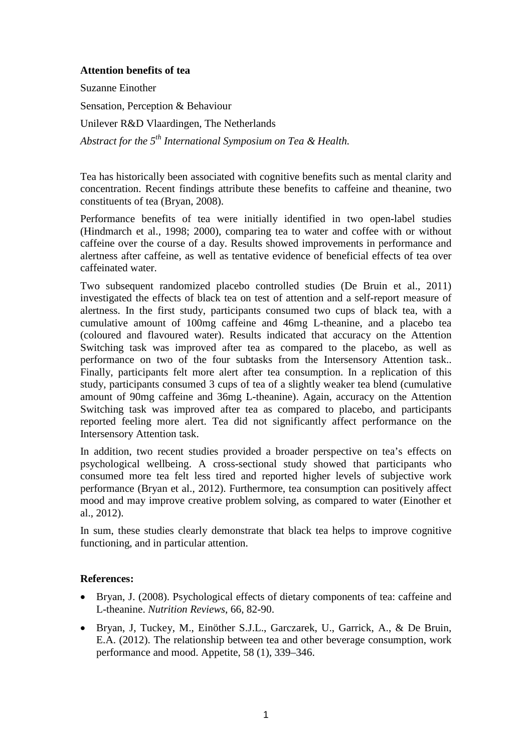**Attention benefits of tea**

Suzanne Einother

Sensation, Perception & Behaviour

Unilever R&D Vlaardingen, The Netherlands

*Abstract for the 5th International Symposium on Tea & Health.*

Tea has historically been associated with cognitive benefits such as mental clarity and concentration. Recent findings attribute these benefits to caffeine and theanine, two constituents of tea (Bryan, 2008).

Performance benefits of tea were initially identified in two open-label studies (Hindmarch et al., 1998; 2000), comparing tea to water and coffee with or without caffeine over the course of a day. Results showed improvements in performance and alertness after caffeine, as well as tentative evidence of beneficial effects of tea over caffeinated water.

Two subsequent randomized placebo controlled studies (De Bruin et al., 2011) investigated the effects of black tea on test of attention and a self-report measure of alertness. In the first study, participants consumed two cups of black tea, with a cumulative amount of 100mg caffeine and 46mg L-theanine, and a placebo tea (coloured and flavoured water). Results indicated that accuracy on the Attention Switching task was improved after tea as compared to the placebo, as well as performance on two of the four subtasks from the Intersensory Attention task.. Finally, participants felt more alert after tea consumption. In a replication of this study, participants consumed 3 cups of tea of a slightly weaker tea blend (cumulative amount of 90mg caffeine and 36mg L-theanine). Again, accuracy on the Attention Switching task was improved after tea as compared to placebo, and participants reported feeling more alert. Tea did not significantly affect performance on the Intersensory Attention task.

In addition, two recent studies provided a broader perspective on tea's effects on psychological wellbeing. A cross-sectional study showed that participants who consumed more tea felt less tired and reported higher levels of subjective work performance (Bryan et al., 2012). Furthermore, tea consumption can positively affect mood and may improve creative problem solving, as compared to water (Einother et al., 2012).

In sum, these studies clearly demonstrate that black tea helps to improve cognitive functioning, and in particular attention.

**References:**

- Bryan, J. (2008). Psychological effects of dietary components of tea: caffeine and L-theanine. *Nutrition Reviews*, 66, 82-90.
- Bryan, J, Tuckey, M., Einöther S.J.L., Garczarek, U., Garrick, A., & De Bruin, E.A. (2012). The relationship between tea and other beverage consumption, work performance and mood. Appetite, 58 (1), 339–346.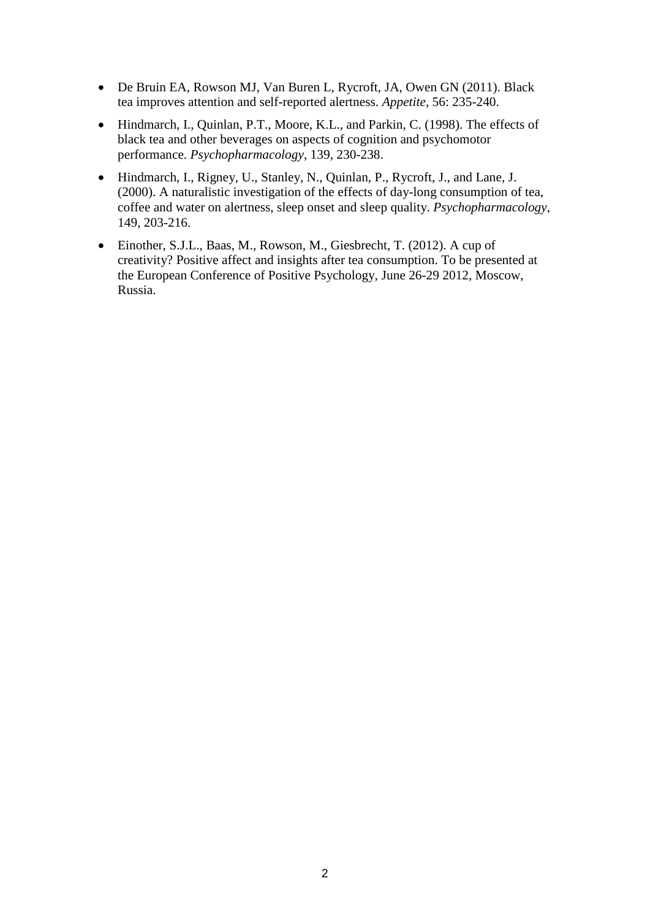- De Bruin EA, Rowson MJ, Van Buren L, Rycroft, JA, Owen GN (2011). Black tea improves attention and self-reported alertness. *Appetite*, 56: 235-240.
- Hindmarch, I., Quinlan, P.T., Moore, K.L., and Parkin, C. (1998). The effects of black tea and other beverages on aspects of cognition and psychomotor performance. *Psychopharmacology*, 139, 230-238.
- Hindmarch, I., Rigney, U., Stanley, N., Quinlan, P., Rycroft, J., and Lane, J. (2000). A naturalistic investigation of the effects of day-long consumption of tea, coffee and water on alertness, sleep onset and sleep quality. *Psychopharmacology*, 149, 203-216.
- Einother, S.J.L., Baas, M., Rowson, M., Giesbrecht, T. (2012). A cup of creativity? Positive affect and insights after tea consumption. To be presented at the European Conference of Positive Psychology, June 26-29 2012, Moscow, Russia.